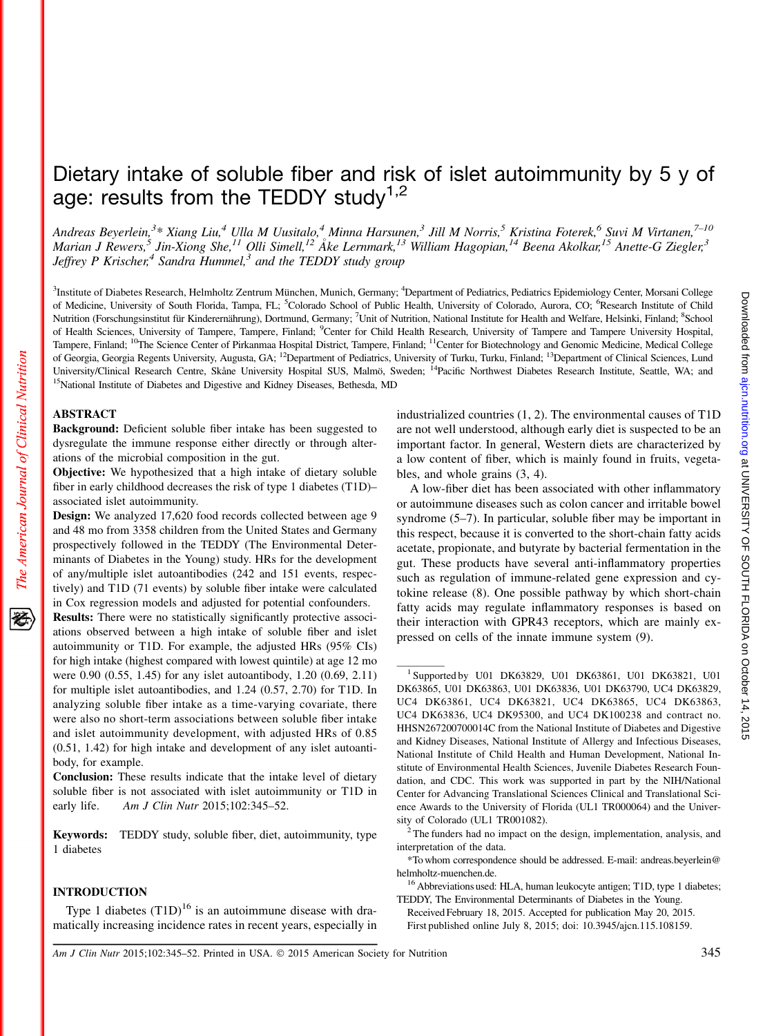# Dietary intake of soluble fiber and risk of islet autoimmunity by 5 y of age: results from the TEDDY study[1,2]

*Andreas Beyerlein,[3]* Xiang Liu,[4] Ulla M Uusitalo,[4] Minna Harsunen,[3] Jill M Norris,[5] Kristina Foterek,[6] Suvi M Virtanen,[7–10] Marian J Rewers,[5] Jin-Xiong She,[11] Olli Simell,[12] Åke Lernmark,[13] William Hagopian,[14] Beena Akolkar,[15] Anette-G Ziegler,[3] Jeffrey P Krischer,[4] Sandra Hummel,[3] and the TEDDY study group*

[3]Institute of Diabetes Research, Helmholtz Zentrum München, Munich, Germany; [4]Department of Pediatrics, Pediatrics Epidemiology Center, Morsani College of Medicine, University of South Florida, Tampa, FL; [5]Colorado School of Public Health, University of Colorado, Aurora, CO; [6]Research Institute of Child Nutrition (Forschungsinstitut für Kinderernährung), Dortmund, Germany; [7]Unit of Nutrition, National Institute for Health and Welfare, Helsinki, Finland; [8]School of Health Sciences, University of Tampere, Tampere, Finland; [9]Center for Child Health Research, University of Tampere and Tampere University Hospital, Tampere, Finland; [10]The Science Center of Pirkanmaa Hospital District, Tampere, Finland; [11]Center for Biotechnology and Genomic Medicine, Medical College of Georgia, Georgia Regents University, Augusta, GA; [12]Department of Pediatrics, University of Turku, Turku, Finland; [13]Department of Clinical Sciences, Lund University/Clinical Research Centre, Skåne University Hospital SUS, Malmö, Sweden; [14]Pacific Northwest Diabetes Research Institute, Seattle, WA; and [15]National Institute of Diabetes and Digestive and Kidney Diseases, Bethesda, MD

## ABSTRACT

**Background:** Deficient soluble fiber intake has been suggested to dysregulate the immune response either directly or through alterations of the microbial composition in the gut.

**Objective:** We hypothesized that a high intake of dietary soluble fiber in early childhood decreases the risk of type 1 diabetes (T1D)–associated islet autoimmunity.

**Design:** We analyzed 17,620 food records collected between age 9 and 48 mo from 3358 children from the United States and Germany prospectively followed in the TEDDY (The Environmental Determinants of Diabetes in the Young) study. HRs for the development of any/multiple islet autoantibodies (242 and 151 events, respectively) and T1D (71 events) by soluble fiber intake were calculated in Cox regression models and adjusted for potential confounders.

**Results:** There were no statistically significantly protective associations observed between a high intake of soluble fiber and islet autoimmunity or T1D. For example, the adjusted HRs (95% CIs) for high intake (highest compared with lowest quintile) at age 12 mo were 0.90 (0.55, 1.45) for any islet autoantibody, 1.20 (0.69, 2.11) for multiple islet autoantibodies, and 1.24 (0.57, 2.70) for T1D. In analyzing soluble fiber intake as a time-varying covariate, there were also no short-term associations between soluble fiber intake and islet autoimmunity development, with adjusted HRs of 0.85 (0.51, 1.42) for high intake and development of any islet autoantibody, for example.

**Conclusion:** These results indicate that the intake level of dietary soluble fiber is not associated with islet autoimmunity or T1D in early life. *Am J Clin Nutr* 2015;102:345–52.

**Keywords:** TEDDY study, soluble fiber, diet, autoimmunity, type 1 diabetes

## INTRODUCTION

Type 1 diabetes (T1D)[16] is an autoimmune disease with dramatically increasing incidence rates in recent years, especially in industrialized countries (1, 2). The environmental causes of T1D are not well understood, although early diet is suspected to be an important factor. In general, Western diets are characterized by a low content of fiber, which is mainly found in fruits, vegetables, and whole grains (3, 4).

A low-fiber diet has been associated with other inflammatory or autoimmune diseases such as colon cancer and irritable bowel syndrome (5–7). In particular, soluble fiber may be important in this respect, because it is converted to the short-chain fatty acids acetate, propionate, and butyrate by bacterial fermentation in the gut. These products have several anti-inflammatory properties such as regulation of immune-related gene expression and cytokine release (8). One possible pathway by which short-chain fatty acids may regulate inflammatory responses is based on their interaction with GPR43 receptors, which are mainly expressed on cells of the innate immune system (9).

---

[1] Supported by U01 DK63829, U01 DK63861, U01 DK63821, U01 DK63865, U01 DK63863, U01 DK63836, U01 DK63790, UC4 DK63829, UC4 DK63861, UC4 DK63821, UC4 DK63865, UC4 DK63863, UC4 DK63836, UC4 DK95300, and UC4 DK100238 and contract no. HHSN267200700014C from the National Institute of Diabetes and Digestive and Kidney Diseases, National Institute of Allergy and Infectious Diseases, National Institute of Child Health and Human Development, National Institute of Environmental Health Sciences, Juvenile Diabetes Research Foundation, and CDC. This work was supported in part by the NIH/National Center for Advancing Translational Sciences Clinical and Translational Science Awards to the University of Florida (UL1 TR000064) and the University of Colorado (UL1 TR001082).

[2] The funders had no impact on the design, implementation, analysis, and interpretation of the data.

*To whom correspondence should be addressed. E-mail: andreas.beyerlein@helmholtz-muenchen.de.

[16] Abbreviations used: HLA, human leukocyte antigen; T1D, type 1 diabetes; TEDDY, The Environmental Determinants of Diabetes in the Young.

Received February 18, 2015. Accepted for publication May 20, 2015.

First published online July 8, 2015; doi: 10.3945/ajcn.115.108159.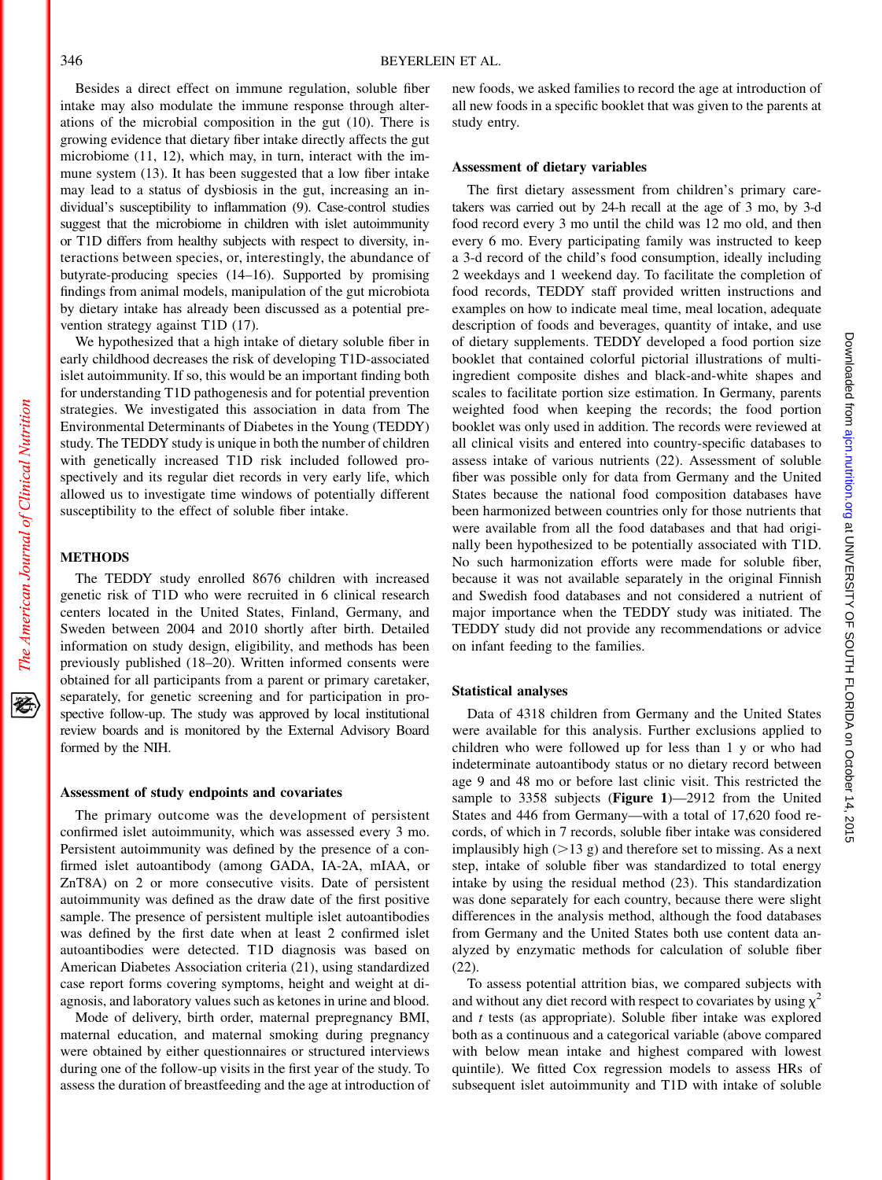Besides a direct effect on immune regulation, soluble fiber intake may also modulate the immune response through alterations of the microbial composition in the gut (10). There is growing evidence that dietary fiber intake directly affects the gut microbiome (11, 12), which may, in turn, interact with the immune system (13). It has been suggested that a low fiber intake may lead to a status of dysbiosis in the gut, increasing an individual's susceptibility to inflammation (9). Case-control studies suggest that the microbiome in children with islet autoimmunity or T1D differs from healthy subjects with respect to diversity, interactions between species, or, interestingly, the abundance of butyrate-producing species (14–16). Supported by promising findings from animal models, manipulation of the gut microbiota by dietary intake has already been discussed as a potential prevention strategy against T1D (17).

We hypothesized that a high intake of dietary soluble fiber in early childhood decreases the risk of developing T1D-associated islet autoimmunity. If so, this would be an important finding both for understanding T1D pathogenesis and for potential prevention strategies. We investigated this association in data from The Environmental Determinants of Diabetes in the Young (TEDDY) study. The TEDDY study is unique in both the number of children with genetically increased T1D risk included followed prospectively and its regular diet records in very early life, which allowed us to investigate time windows of potentially different susceptibility to the effect of soluble fiber intake.

## METHODS

The TEDDY study enrolled 8676 children with increased genetic risk of T1D who were recruited in 6 clinical research centers located in the United States, Finland, Germany, and Sweden between 2004 and 2010 shortly after birth. Detailed information on study design, eligibility, and methods has been previously published (18–20). Written informed consents were obtained for all participants from a parent or primary caretaker, separately, for genetic screening and for participation in prospective follow-up. The study was approved by local institutional review boards and is monitored by the External Advisory Board formed by the NIH.

### Assessment of study endpoints and covariates

The primary outcome was the development of persistent confirmed islet autoimmunity, which was assessed every 3 mo. Persistent autoimmunity was defined by the presence of a confirmed islet autoantibody (among GADA, IA-2A, mIAA, or ZnT8A) on 2 or more consecutive visits. Date of persistent autoimmunity was defined as the draw date of the first positive sample. The presence of persistent multiple islet autoantibodies was defined by the first date when at least 2 confirmed islet autoantibodies were detected. T1D diagnosis was based on American Diabetes Association criteria (21), using standardized case report forms covering symptoms, height and weight at diagnosis, and laboratory values such as ketones in urine and blood.

Mode of delivery, birth order, maternal prepregnancy BMI, maternal education, and maternal smoking during pregnancy were obtained by either questionnaires or structured interviews during one of the follow-up visits in the first year of the study. To assess the duration of breastfeeding and the age at introduction of new foods, we asked families to record the age at introduction of all new foods in a specific booklet that was given to the parents at study entry.

### Assessment of dietary variables

The first dietary assessment from children's primary caretakers was carried out by 24-h recall at the age of 3 mo, by 3-d food record every 3 mo until the child was 12 mo old, and then every 6 mo. Every participating family was instructed to keep a 3-d record of the child's food consumption, ideally including 2 weekdays and 1 weekend day. To facilitate the completion of food records, TEDDY staff provided written instructions and examples on how to indicate meal time, meal location, adequate description of foods and beverages, quantity of intake, and use of dietary supplements. TEDDY developed a food portion size booklet that contained colorful pictorial illustrations of multi-ingredient composite dishes and black-and-white shapes and scales to facilitate portion size estimation. In Germany, parents weighted food when keeping the records; the food portion booklet was only used in addition. The records were reviewed at all clinical visits and entered into country-specific databases to assess intake of various nutrients (22). Assessment of soluble fiber was possible only for data from Germany and the United States because the national food composition databases have been harmonized between countries only for those nutrients that were available from all the food databases and that had originally been hypothesized to be potentially associated with T1D. No such harmonization efforts were made for soluble fiber, because it was not available separately in the original Finnish and Swedish food databases and not considered a nutrient of major importance when the TEDDY study was initiated. The TEDDY study did not provide any recommendations or advice on infant feeding to the families.

### Statistical analyses

Data of 4318 children from Germany and the United States were available for this analysis. Further exclusions applied to children who were followed up for less than 1 y or who had indeterminate autoantibody status or no dietary record between age 9 and 48 mo or before last clinic visit. This restricted the sample to 3358 subjects (**Figure 1**)—2912 from the United States and 446 from Germany—with a total of 17,620 food records, of which in 7 records, soluble fiber intake was considered implausibly high (>13 g) and therefore set to missing. As a next step, intake of soluble fiber was standardized to total energy intake by using the residual method (23). This standardization was done separately for each country, because there were slight differences in the analysis method, although the food databases from Germany and the United States both use content data analyzed by enzymatic methods for calculation of soluble fiber (22).

To assess potential attrition bias, we compared subjects with and without any diet record with respect to covariates by using $\chi^2$ and $t$ tests (as appropriate). Soluble fiber intake was explored both as a continuous and a categorical variable (above compared with below mean intake and highest compared with lowest quintile). We fitted Cox regression models to assess HRs of subsequent islet autoimmunity and T1D with intake of soluble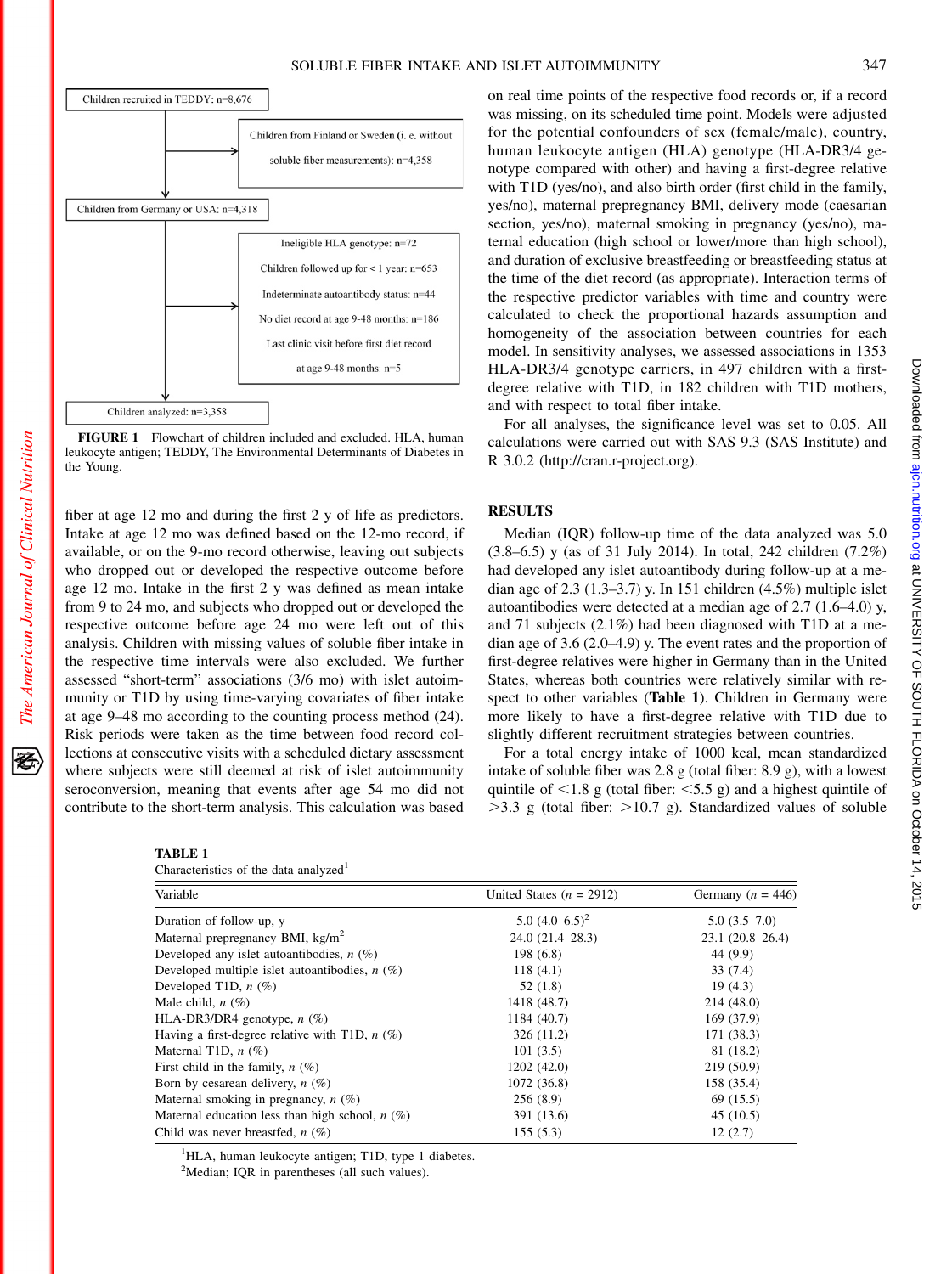Children recruited in TEDDY: n=8,676

Children from Finland or Sweden (i. e. without soluble fiber measurements): n=4,358

Children from Germany or USA: n=4,318

Ineligible HLA genotype: n=72

Children followed up for < 1 year: n=653

Indeterminate autoantibody status: n=44

No diet record at age 9-48 months: n=186

Last clinic visit before first diet record at age 9-48 months: n=5

Children analyzed: n=3,358

**FIGURE 1** Flowchart of children included and excluded. HLA, human leukocyte antigen; TEDDY, The Environmental Determinants of Diabetes in the Young.

fiber at age 12 mo and during the first 2 y of life as predictors. Intake at age 12 mo was defined based on the 12-mo record, if available, or on the 9-mo record otherwise, leaving out subjects who dropped out or developed the respective outcome before age 12 mo. Intake in the first 2 y was defined as mean intake from 9 to 24 mo, and subjects who dropped out or developed the respective outcome before age 24 mo were left out of this analysis. Children with missing values of soluble fiber intake in the respective time intervals were also excluded. We further assessed "short-term" associations (3/6 mo) with islet autoimmunity or T1D by using time-varying covariates of fiber intake at age 9–48 mo according to the counting process method (24). Risk periods were taken as the time between food record collections at consecutive visits with a scheduled dietary assessment where subjects were still deemed at risk of islet autoimmunity seroconversion, meaning that events after age 54 mo did not contribute to the short-term analysis. This calculation was based on real time points of the respective food records or, if a record was missing, on its scheduled time point. Models were adjusted for the potential confounders of sex (female/male), country, human leukocyte antigen (HLA) genotype (HLA-DR3/4 genotype compared with other) and having a first-degree relative with T1D (yes/no), and also birth order (first child in the family, yes/no), maternal prepregnancy BMI, delivery mode (caesarian section, yes/no), maternal smoking in pregnancy (yes/no), maternal education (high school or lower/more than high school), and duration of exclusive breastfeeding or breastfeeding status at the time of the diet record (as appropriate). Interaction terms of the respective predictor variables with time and country were calculated to check the proportional hazards assumption and homogeneity of the association between countries for each model. In sensitivity analyses, we assessed associations in 1353 HLA-DR3/4 genotype carriers, in 497 children with a first-degree relative with T1D, in 182 children with T1D mothers, and with respect to total fiber intake.

For all analyses, the significance level was set to 0.05. All calculations were carried out with SAS 9.3 (SAS Institute) and R 3.0.2 (http://cran.r-project.org).

## RESULTS

Median (IQR) follow-up time of the data analyzed was 5.0 (3.8–6.5) y (as of 31 July 2014). In total, 242 children (7.2%) had developed any islet autoantibody during follow-up at a median age of 2.3 (1.3–3.7) y. In 151 children (4.5%) multiple islet autoantibodies were detected at a median age of 2.7 (1.6–4.0) y, and 71 subjects (2.1%) had been diagnosed with T1D at a median age of 3.6 (2.0–4.9) y. The event rates and the proportion of first-degree relatives were higher in Germany than in the United States, whereas both countries were relatively similar with respect to other variables (**Table 1**). Children in Germany were more likely to have a first-degree relative with T1D due to slightly different recruitment strategies between countries.

For a total energy intake of 1000 kcal, mean standardized intake of soluble fiber was 2.8 g (total fiber: 8.9 g), with a lowest quintile of <1.8 g (total fiber: <5.5 g) and a highest quintile of >3.3 g (total fiber: >10.7 g). Standardized values of soluble

**TABLE 1**
Characteristics of the data analyzed[1]

| Variable | United States (*n* = 2912) | Germany (*n* = 446) |
|---|---|---|
| Duration of follow-up, y | 5.0 (4.0–6.5)[2] | 5.0 (3.5–7.0) |
| Maternal prepregnancy BMI, kg/m$^2$ | 24.0 (21.4–28.3) | 23.1 (20.8–26.4) |
| Developed any islet autoantibodies, *n* (%) | 198 (6.8) | 44 (9.9) |
| Developed multiple islet autoantibodies, *n* (%) | 118 (4.1) | 33 (7.4) |
| Developed T1D, *n* (%) | 52 (1.8) | 19 (4.3) |
| Male child, *n* (%) | 1418 (48.7) | 214 (48.0) |
| HLA-DR3/DR4 genotype, *n* (%) | 1184 (40.7) | 169 (37.9) |
| Having a first-degree relative with T1D, *n* (%) | 326 (11.2) | 171 (38.3) |
| Maternal T1D, *n* (%) | 101 (3.5) | 81 (18.2) |
| First child in the family, *n* (%) | 1202 (42.0) | 219 (50.9) |
| Born by cesarean delivery, *n* (%) | 1072 (36.8) | 158 (35.4) |
| Maternal smoking in pregnancy, *n* (%) | 256 (8.9) | 69 (15.5) |
| Maternal education less than high school, *n* (%) | 391 (13.6) | 45 (10.5) |
| Child was never breastfed, *n* (%) | 155 (5.3) | 12 (2.7) |

[1]HLA, human leukocyte antigen; T1D, type 1 diabetes.
[2]Median; IQR in parentheses (all such values).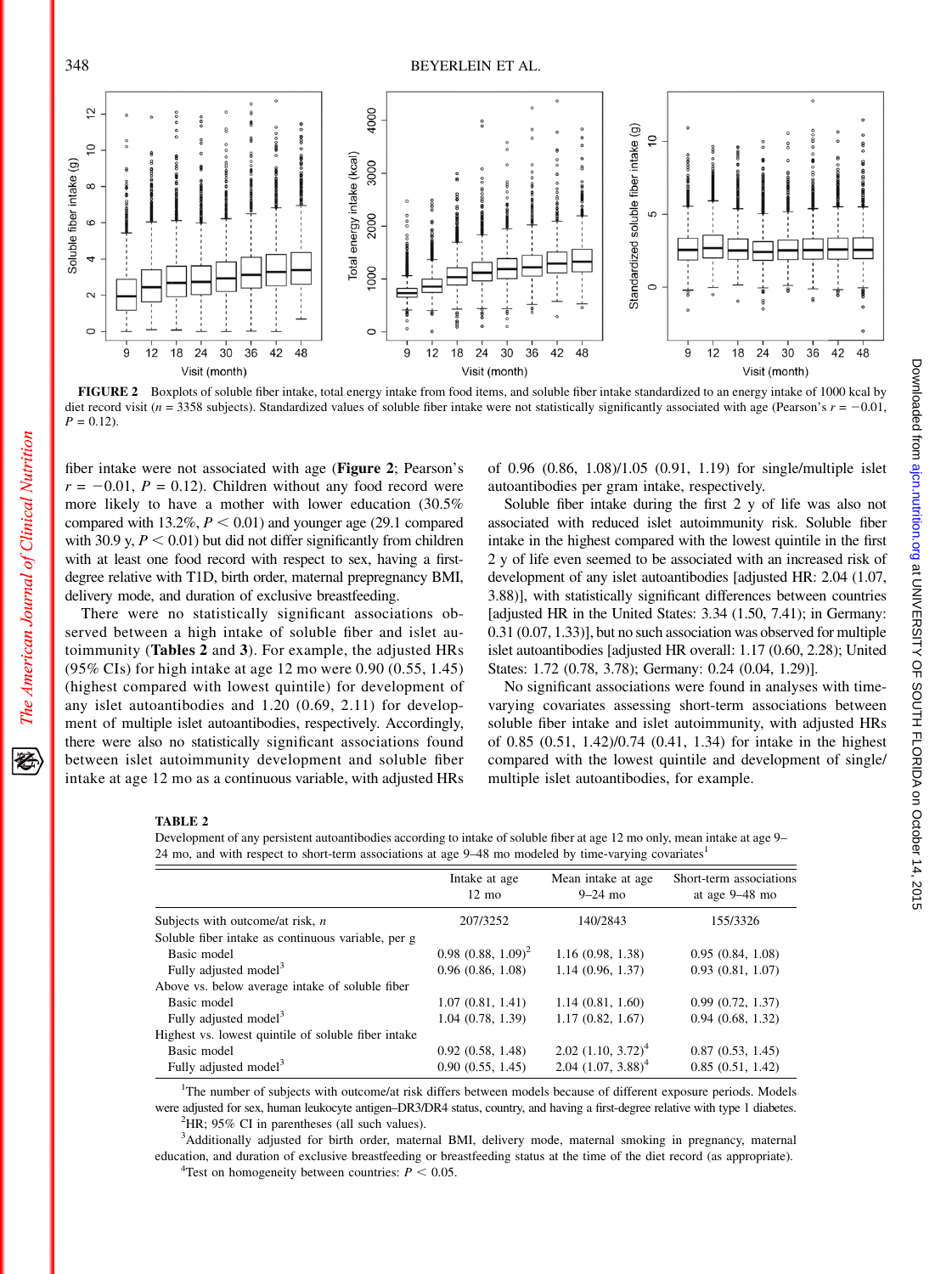**FIGURE 2** Boxplots of soluble fiber intake, total energy intake from food items, and soluble fiber intake standardized to an energy intake of 1000 kcal by diet record visit ($n$ = 3358 subjects). Standardized values of soluble fiber intake were not statistically significantly associated with age (Pearson's $r$ = −0.01, $P$ = 0.12).

fiber intake were not associated with age (**Figure 2**; Pearson's $r$ = −0.01, $P$ = 0.12). Children without any food record were more likely to have a mother with lower education (30.5% compared with 13.2%, $P < 0.01$) and younger age (29.1 compared with 30.9 y, $P < 0.01$) but did not differ significantly from children with at least one food record with respect to sex, having a first-degree relative with T1D, birth order, maternal prepregnancy BMI, delivery mode, and duration of exclusive breastfeeding.

There were no statistically significant associations observed between a high intake of soluble fiber and islet autoimmunity (**Tables 2** and **3**). For example, the adjusted HRs (95% CIs) for high intake at age 12 mo were 0.90 (0.55, 1.45) (highest compared with lowest quintile) for development of any islet autoantibodies and 1.20 (0.69, 2.11) for development of multiple islet autoantibodies, respectively. Accordingly, there were also no statistically significant associations found between islet autoimmunity development and soluble fiber intake at age 12 mo as a continuous variable, with adjusted HRs of 0.96 (0.86, 1.08)/1.05 (0.91, 1.19) for single/multiple islet autoantibodies per gram intake, respectively.

Soluble fiber intake during the first 2 y of life was also not associated with reduced islet autoimmunity risk. Soluble fiber intake in the highest compared with the lowest quintile in the first 2 y of life even seemed to be associated with an increased risk of development of any islet autoantibodies [adjusted HR: 2.04 (1.07, 3.88)], with statistically significant differences between countries [adjusted HR in the United States: 3.34 (1.50, 7.41); in Germany: 0.31 (0.07, 1.33)], but no such association was observed for multiple islet autoantibodies [adjusted HR overall: 1.17 (0.60, 2.28); United States: 1.72 (0.78, 3.78); Germany: 0.24 (0.04, 1.29)].

No significant associations were found in analyses with time-varying covariates assessing short-term associations between soluble fiber intake and islet autoimmunity, with adjusted HRs of 0.85 (0.51, 1.42)/0.74 (0.41, 1.34) for intake in the highest compared with the lowest quintile and development of single/multiple islet autoantibodies, for example.

**TABLE 2**
Development of any persistent autoantibodies according to intake of soluble fiber at age 12 mo only, mean intake at age 9–24 mo, and with respect to short-term associations at age 9–48 mo modeled by time-varying covariates[1]

| | Intake at age 12 mo | Mean intake at age 9–24 mo | Short-term associations at age 9–48 mo |
|---|---|---|---|
| Subjects with outcome/at risk, $n$ | 207/3252 | 140/2843 | 155/3326 |
| Soluble fiber intake as continuous variable, per g | | | |
| Basic model | 0.98 (0.88, 1.09)[2] | 1.16 (0.98, 1.38) | 0.95 (0.84, 1.08) |
| Fully adjusted model[3] | 0.96 (0.86, 1.08) | 1.14 (0.96, 1.37) | 0.93 (0.81, 1.07) |
| Above vs. below average intake of soluble fiber | | | |
| Basic model | 1.07 (0.81, 1.41) | 1.14 (0.81, 1.60) | 0.99 (0.72, 1.37) |
| Fully adjusted model[3] | 1.04 (0.78, 1.39) | 1.17 (0.82, 1.67) | 0.94 (0.68, 1.32) |
| Highest vs. lowest quintile of soluble fiber intake | | | |
| Basic model | 0.92 (0.58, 1.48) | 2.02 (1.10, 3.72)[4] | 0.87 (0.53, 1.45) |
| Fully adjusted model[3] | 0.90 (0.55, 1.45) | 2.04 (1.07, 3.88)[4] | 0.85 (0.51, 1.42) |

[1]The number of subjects with outcome/at risk differs between models because of different exposure periods. Models were adjusted for sex, human leukocyte antigen–DR3/DR4 status, country, and having a first-degree relative with type 1 diabetes.

[2]HR; 95% CI in parentheses (all such values).

[3]Additionally adjusted for birth order, maternal BMI, delivery mode, maternal smoking in pregnancy, maternal education, and duration of exclusive breastfeeding or breastfeeding status at the time of the diet record (as appropriate).

[4]Test on homogeneity between countries: $P < 0.05$.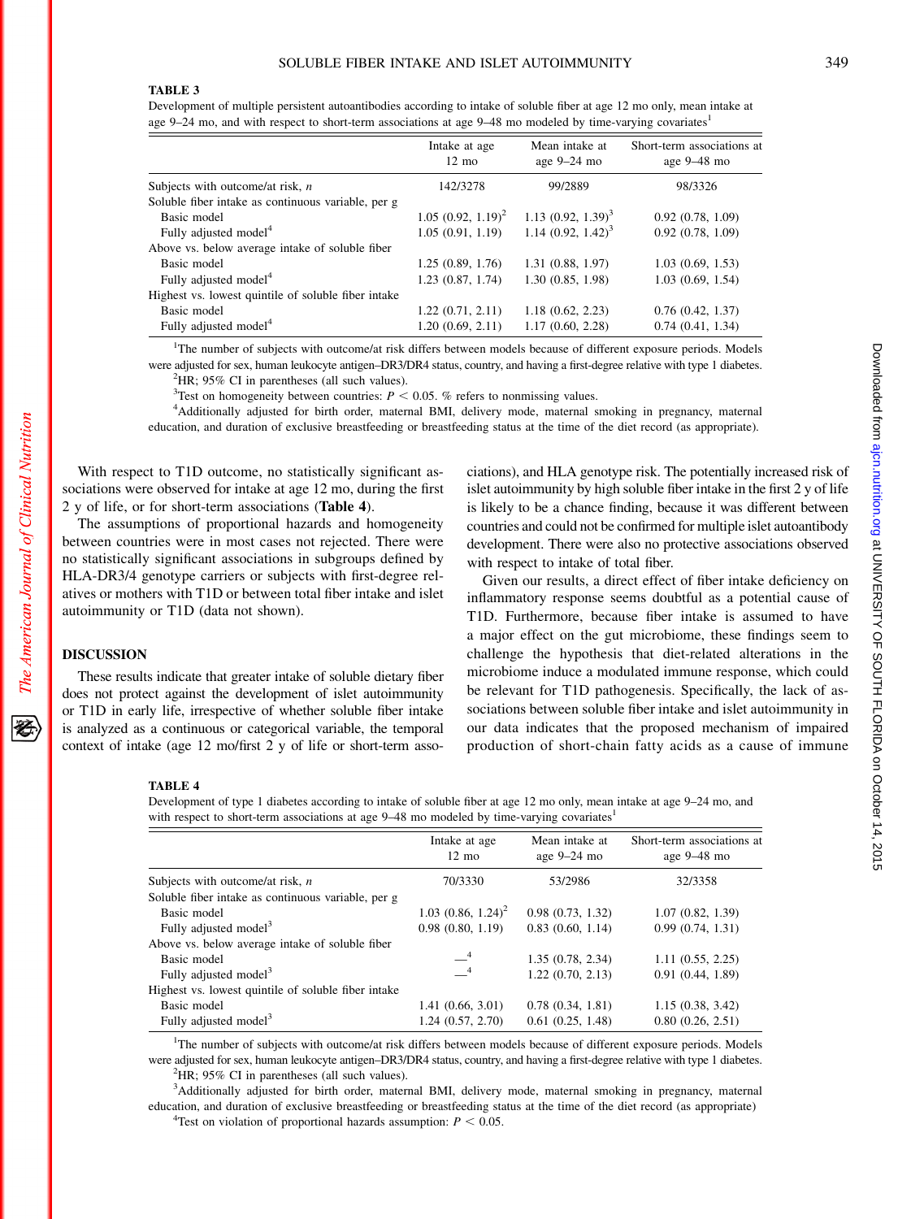**TABLE 3**

Development of multiple persistent autoantibodies according to intake of soluble fiber at age 12 mo only, mean intake at age 9–24 mo, and with respect to short-term associations at age 9–48 mo modeled by time-varying covariates[1]

| | Intake at age 12 mo | Mean intake at age 9–24 mo | Short-term associations at age 9–48 mo |
|---|---|---|---|
| Subjects with outcome/at risk, *n* | 142/3278 | 99/2889 | 98/3326 |
| Soluble fiber intake as continuous variable, per g | | | |
| Basic model | 1.05 (0.92, 1.19)[2] | 1.13 (0.92, 1.39)[3] | 0.92 (0.78, 1.09) |
| Fully adjusted model[4] | 1.05 (0.91, 1.19) | 1.14 (0.92, 1.42)[3] | 0.92 (0.78, 1.09) |
| Above vs. below average intake of soluble fiber | | | |
| Basic model | 1.25 (0.89, 1.76) | 1.31 (0.88, 1.97) | 1.03 (0.69, 1.53) |
| Fully adjusted model[4] | 1.23 (0.87, 1.74) | 1.30 (0.85, 1.98) | 1.03 (0.69, 1.54) |
| Highest vs. lowest quintile of soluble fiber intake | | | |
| Basic model | 1.22 (0.71, 2.11) | 1.18 (0.62, 2.23) | 0.76 (0.42, 1.37) |
| Fully adjusted model[4] | 1.20 (0.69, 2.11) | 1.17 (0.60, 2.28) | 0.74 (0.41, 1.34) |

[1]The number of subjects with outcome/at risk differs between models because of different exposure periods. Models were adjusted for sex, human leukocyte antigen–DR3/DR4 status, country, and having a first-degree relative with type 1 diabetes.

[2]HR; 95% CI in parentheses (all such values).

[3]Test on homogeneity between countries: $P < 0.05$. % refers to nonmissing values.

[4]Additionally adjusted for birth order, maternal BMI, delivery mode, maternal smoking in pregnancy, maternal education, and duration of exclusive breastfeeding or breastfeeding status at the time of the diet record (as appropriate).

With respect to T1D outcome, no statistically significant associations were observed for intake at age 12 mo, during the first 2 y of life, or for short-term associations (**Table 4**).

The assumptions of proportional hazards and homogeneity between countries were in most cases not rejected. There were no statistically significant associations in subgroups defined by HLA-DR3/4 genotype carriers or subjects with first-degree relatives or mothers with T1D or between total fiber intake and islet autoimmunity or T1D (data not shown).

## DISCUSSION

These results indicate that greater intake of soluble dietary fiber does not protect against the development of islet autoimmunity or T1D in early life, irrespective of whether soluble fiber intake is analyzed as a continuous or categorical variable, the temporal context of intake (age 12 mo/first 2 y of life or short-term associations), and HLA genotype risk. The potentially increased risk of islet autoimmunity by high soluble fiber intake in the first 2 y of life is likely to be a chance finding, because it was different between countries and could not be confirmed for multiple islet autoantibody development. There were also no protective associations observed with respect to intake of total fiber.

Given our results, a direct effect of fiber intake deficiency on inflammatory response seems doubtful as a potential cause of T1D. Furthermore, because fiber intake is assumed to have a major effect on the gut microbiome, these findings seem to challenge the hypothesis that diet-related alterations in the microbiome induce a modulated immune response, which could be relevant for T1D pathogenesis. Specifically, the lack of associations between soluble fiber intake and islet autoimmunity in our data indicates that the proposed mechanism of impaired production of short-chain fatty acids as a cause of immune

**TABLE 4**

Development of type 1 diabetes according to intake of soluble fiber at age 12 mo only, mean intake at age 9–24 mo, and with respect to short-term associations at age 9–48 mo modeled by time-varying covariates[1]

| | Intake at age 12 mo | Mean intake at age 9–24 mo | Short-term associations at age 9–48 mo |
|---|---|---|---|
| Subjects with outcome/at risk, *n* | 70/3330 | 53/2986 | 32/3358 |
| Soluble fiber intake as continuous variable, per g | | | |
| Basic model | 1.03 (0.86, 1.24)[2] | 0.98 (0.73, 1.32) | 1.07 (0.82, 1.39) |
| Fully adjusted model[3] | 0.98 (0.80, 1.19) | 0.83 (0.60, 1.14) | 0.99 (0.74, 1.31) |
| Above vs. below average intake of soluble fiber | | | |
| Basic model | —[4] | 1.35 (0.78, 2.34) | 1.11 (0.55, 2.25) |
| Fully adjusted model[3] | —[4] | 1.22 (0.70, 2.13) | 0.91 (0.44, 1.89) |
| Highest vs. lowest quintile of soluble fiber intake | | | |
| Basic model | 1.41 (0.66, 3.01) | 0.78 (0.34, 1.81) | 1.15 (0.38, 3.42) |
| Fully adjusted model[3] | 1.24 (0.57, 2.70) | 0.61 (0.25, 1.48) | 0.80 (0.26, 2.51) |

[1]The number of subjects with outcome/at risk differs between models because of different exposure periods. Models were adjusted for sex, human leukocyte antigen–DR3/DR4 status, country, and having a first-degree relative with type 1 diabetes.

[2]HR; 95% CI in parentheses (all such values).

[3]Additionally adjusted for birth order, maternal BMI, delivery mode, maternal smoking in pregnancy, maternal education, and duration of exclusive breastfeeding or breastfeeding status at the time of the diet record (as appropriate)

[4]Test on violation of proportional hazards assumption: $P < 0.05$.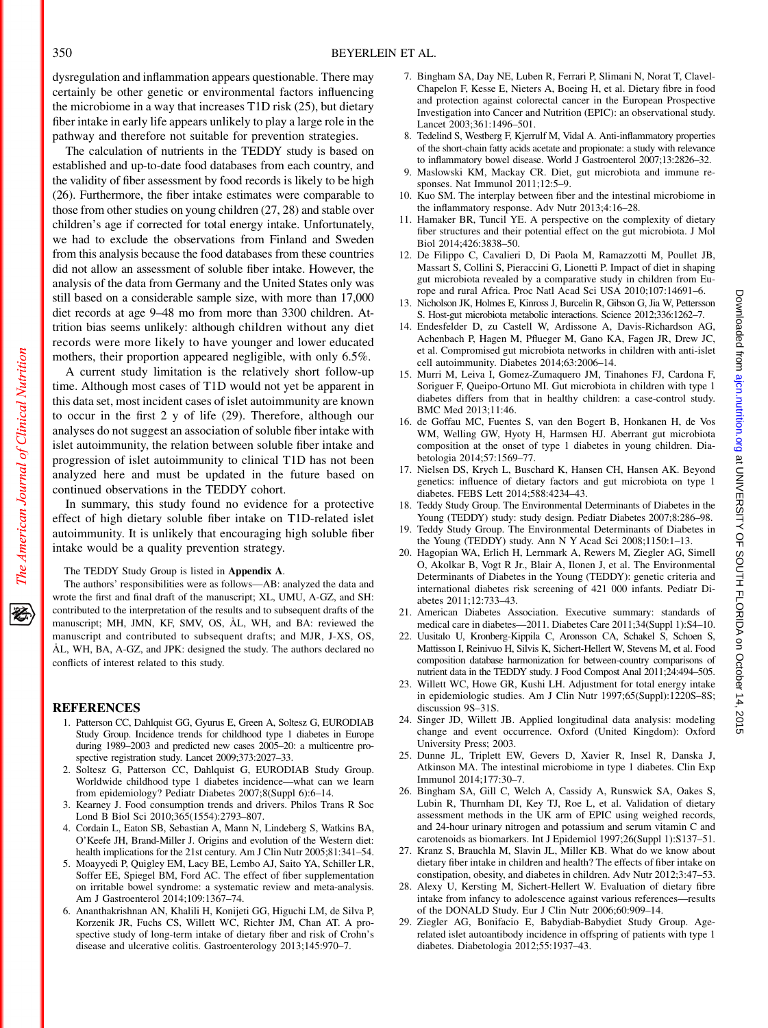dysregulation and inflammation appears questionable. There may certainly be other genetic or environmental factors influencing the microbiome in a way that increases T1D risk (25), but dietary fiber intake in early life appears unlikely to play a large role in the pathway and therefore not suitable for prevention strategies.

The calculation of nutrients in the TEDDY study is based on established and up-to-date food databases from each country, and the validity of fiber assessment by food records is likely to be high (26). Furthermore, the fiber intake estimates were comparable to those from other studies on young children (27, 28) and stable over children's age if corrected for total energy intake. Unfortunately, we had to exclude the observations from Finland and Sweden from this analysis because the food databases from these countries did not allow an assessment of soluble fiber intake. However, the analysis of the data from Germany and the United States only was still based on a considerable sample size, with more than 17,000 diet records at age 9–48 mo from more than 3300 children. Attrition bias seems unlikely: although children without any diet records were more likely to have younger and lower educated mothers, their proportion appeared negligible, with only 6.5%.

A current study limitation is the relatively short follow-up time. Although most cases of T1D would not yet be apparent in this data set, most incident cases of islet autoimmunity are known to occur in the first 2 y of life (29). Therefore, although our analyses do not suggest an association of soluble fiber intake with islet autoimmunity, the relation between soluble fiber intake and progression of islet autoimmunity to clinical T1D has not been analyzed here and must be updated in the future based on continued observations in the TEDDY cohort.

In summary, this study found no evidence for a protective effect of high dietary soluble fiber intake on T1D-related islet autoimmunity. It is unlikely that encouraging high soluble fiber intake would be a quality prevention strategy.

The TEDDY Study Group is listed in **Appendix A**.

The authors' responsibilities were as follows—AB: analyzed the data and wrote the first and final draft of the manuscript; XL, UMU, A-GZ, and SH: contributed to the interpretation of the results and to subsequent drafts of the manuscript; MH, JMN, KF, SMV, OS, ÅL, WH, and BA: reviewed the manuscript and contributed to subsequent drafts; and MJR, J-XS, OS, ÅL, WH, BA, A-GZ, and JPK: designed the study. The authors declared no conflicts of interest related to this study.

## REFERENCES

1. Patterson CC, Dahlquist GG, Gyurus E, Green A, Soltesz G, EURODIAB Study Group. Incidence trends for childhood type 1 diabetes in Europe during 1989–2003 and predicted new cases 2005–20: a multicentre prospective registration study. Lancet 2009;373:2027–33.
2. Soltesz G, Patterson CC, Dahlquist G, EURODIAB Study Group. Worldwide childhood type 1 diabetes incidence—what can we learn from epidemiology? Pediatr Diabetes 2007;8(Suppl 6):6–14.
3. Kearney J. Food consumption trends and drivers. Philos Trans R Soc Lond B Biol Sci 2010;365(1554):2793–807.
4. Cordain L, Eaton SB, Sebastian A, Mann N, Lindeberg S, Watkins BA, O'Keefe JH, Brand-Miller J. Origins and evolution of the Western diet: health implications for the 21st century. Am J Clin Nutr 2005;81:341–54.
5. Moayyedi P, Quigley EM, Lacy BE, Lembo AJ, Saito YA, Schiller LR, Soffer EE, Spiegel BM, Ford AC. The effect of fiber supplementation on irritable bowel syndrome: a systematic review and meta-analysis. Am J Gastroenterol 2014;109:1367–74.
6. Ananthakrishnan AN, Khalili H, Konijeti GG, Higuchi LM, de Silva P, Korzenik JR, Fuchs CS, Willett WC, Richter JM, Chan AT. A prospective study of long-term intake of dietary fiber and risk of Crohn's disease and ulcerative colitis. Gastroenterology 2013;145:970–7.
7. Bingham SA, Day NE, Luben R, Ferrari P, Slimani N, Norat T, Clavel-Chapelon F, Kesse E, Nieters A, Boeing H, et al. Dietary fibre in food and protection against colorectal cancer in the European Prospective Investigation into Cancer and Nutrition (EPIC): an observational study. Lancet 2003;361:1496–501.
8. Tedelind S, Westberg F, Kjerrulf M, Vidal A. Anti-inflammatory properties of the short-chain fatty acids acetate and propionate: a study with relevance to inflammatory bowel disease. World J Gastroenterol 2007;13:2826–32.
9. Maslowski KM, Mackay CR. Diet, gut microbiota and immune responses. Nat Immunol 2011;12:5–9.
10. Kuo SM. The interplay between fiber and the intestinal microbiome in the inflammatory response. Adv Nutr 2013;4:16–28.
11. Hamaker BR, Tuncil YE. A perspective on the complexity of dietary fiber structures and their potential effect on the gut microbiota. J Mol Biol 2014;426:3838–50.
12. De Filippo C, Cavalieri D, Di Paola M, Ramazzotti M, Poullet JB, Massart S, Collini S, Pieraccini G, Lionetti P. Impact of diet in shaping gut microbiota revealed by a comparative study in children from Europe and rural Africa. Proc Natl Acad Sci USA 2010;107:14691–6.
13. Nicholson JK, Holmes E, Kinross J, Burcelin R, Gibson G, Jia W, Pettersson S. Host-gut microbiota metabolic interactions. Science 2012;336:1262–7.
14. Endesfelder D, zu Castell W, Ardissone A, Davis-Richardson AG, Achenbach P, Hagen M, Pflueger M, Gano KA, Fagen JR, Drew JC, et al. Compromised gut microbiota networks in children with anti-islet cell autoimmunity. Diabetes 2014;63:2006–14.
15. Murri M, Leiva I, Gomez-Zumaquero JM, Tinahones FJ, Cardona F, Soriguer F, Queipo-Ortuno MI. Gut microbiota in children with type 1 diabetes differs from that in healthy children: a case-control study. BMC Med 2013;11:46.
16. de Goffau MC, Fuentes S, van den Bogert B, Honkanen H, de Vos WM, Welling GW, Hyoty H, Harmsen HJ. Aberrant gut microbiota composition at the onset of type 1 diabetes in young children. Diabetologia 2014;57:1569–77.
17. Nielsen DS, Krych L, Buschard K, Hansen CH, Hansen AK. Beyond genetics: influence of dietary factors and gut microbiota on type 1 diabetes. FEBS Lett 2014;588:4234–43.
18. Teddy Study Group. The Environmental Determinants of Diabetes in the Young (TEDDY) study: study design. Pediatr Diabetes 2007;8:286–98.
19. Teddy Study Group. The Environmental Determinants of Diabetes in the Young (TEDDY) study. Ann N Y Acad Sci 2008;1150:1–13.
20. Hagopian WA, Erlich H, Lernmark A, Rewers M, Ziegler AG, Simell O, Akolkar B, Vogt R Jr., Blair A, Ilonen J, et al. The Environmental Determinants of Diabetes in the Young (TEDDY): genetic criteria and international diabetes risk screening of 421 000 infants. Pediatr Diabetes 2011;12:733–43.
21. American Diabetes Association. Executive summary: standards of medical care in diabetes—2011. Diabetes Care 2011;34(Suppl 1):S4–10.
22. Uusitalo U, Kronberg-Kippila C, Aronsson CA, Schakel S, Schoen S, Mattisson I, Reinivuo H, Silvis K, Sichert-Hellert W, Stevens M, et al. Food composition database harmonization for between-country comparisons of nutrient data in the TEDDY study. J Food Compost Anal 2011;24:494–505.
23. Willett WC, Howe GR, Kushi LH. Adjustment for total energy intake in epidemiologic studies. Am J Clin Nutr 1997;65(Suppl):1220S–8S; discussion 9S–31S.
24. Singer JD, Willett JB. Applied longitudinal data analysis: modeling change and event occurrence. Oxford (United Kingdom): Oxford University Press; 2003.
25. Dunne JL, Triplett EW, Gevers D, Xavier R, Insel R, Danska J, Atkinson MA. The intestinal microbiome in type 1 diabetes. Clin Exp Immunol 2014;177:30–7.
26. Bingham SA, Gill C, Welch A, Cassidy A, Runswick SA, Oakes S, Lubin R, Thurnham DI, Key TJ, Roe L, et al. Validation of dietary assessment methods in the UK arm of EPIC using weighed records, and 24-hour urinary nitrogen and potassium and serum vitamin C and carotenoids as biomarkers. Int J Epidemiol 1997;26(Suppl 1):S137–51.
27. Kranz S, Brauchla M, Slavin JL, Miller KB. What do we know about dietary fiber intake in children and health? The effects of fiber intake on constipation, obesity, and diabetes in children. Adv Nutr 2012;3:47–53.
28. Alexy U, Kersting M, Sichert-Hellert W. Evaluation of dietary fibre intake from infancy to adolescence against various references—results of the DONALD Study. Eur J Clin Nutr 2006;60:909–14.
29. Ziegler AG, Bonifacio E, Babydiab-Babydiet Study Group. Age-related islet autoantibody incidence in offspring of patients with type 1 diabetes. Diabetologia 2012;55:1937–43.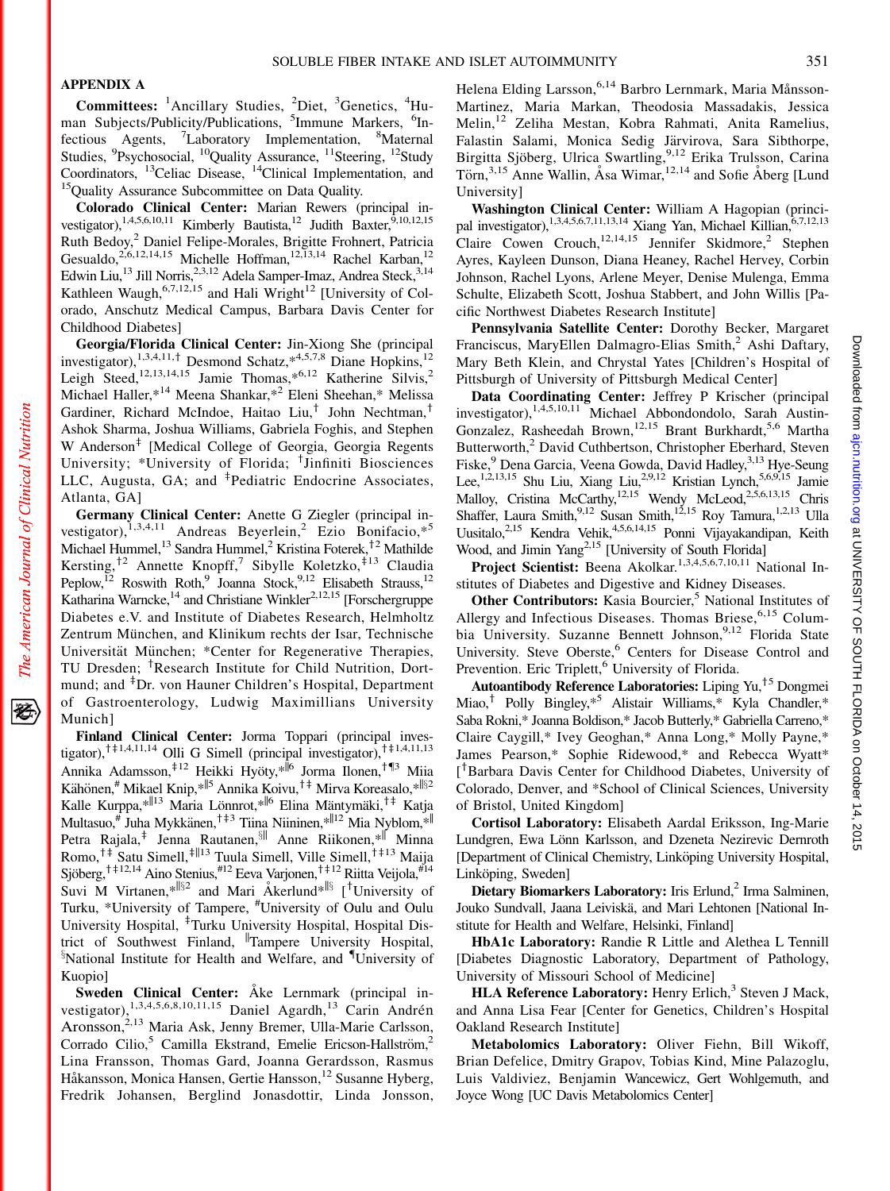## APPENDIX A

**Committees:** [1]Ancillary Studies, [2]Diet, [3]Genetics, [4]Human Subjects/Publicity/Publications, [5]Immune Markers, [6]Infectious Agents, [7]Laboratory Implementation, [8]Maternal Studies, [9]Psychosocial, [10]Quality Assurance, [11]Steering, [12]Study Coordinators, [13]Celiac Disease, [14]Clinical Implementation, and [15]Quality Assurance Subcommittee on Data Quality.

**Colorado Clinical Center:** Marian Rewers (principal investigator),[1,4,5,6,10,11] Kimberly Bautista,[12] Judith Baxter,[9,10,12,15] Ruth Bedoy,[2] Daniel Felipe-Morales, Brigitte Frohnert, Patricia Gesualdo,[2,6,12,14,15] Michelle Hoffman,[12,13,14] Rachel Karban,[12] Edwin Liu,[13] Jill Norris,[2,3,12] Adela Samper-Imaz, Andrea Steck,[3,14] Kathleen Waugh,[6,7,12,15] and Hali Wright[12] [University of Colorado, Anschutz Medical Campus, Barbara Davis Center for Childhood Diabetes]

**Georgia/Florida Clinical Center:** Jin-Xiong She (principal investigator),[1,3,4,11,†] Desmond Schatz,*[4,5,7,8] Diane Hopkins,[12] Leigh Steed,[12,13,14,15] Jamie Thomas,*[6,12] Katherine Silvis,[2] Michael Haller,*[14] Meena Shankar,*[2] Eleni Sheehan,* Melissa Gardiner, Richard McIndoe, Haitao Liu,† John Nechtman,† Ashok Sharma, Joshua Williams, Gabriela Foghis, and Stephen W Anderson‡ [Medical College of Georgia, Georgia Regents University; *University of Florida; †Jinfiniti Biosciences LLC, Augusta, GA; and ‡Pediatric Endocrine Associates, Atlanta, GA]

**Germany Clinical Center:** Anette G Ziegler (principal investigator),[1,3,4,11] Andreas Beyerlein,[2] Ezio Bonifacio,*[5] Michael Hummel,[13] Sandra Hummel,[2] Kristina Foterek,†[2] Mathilde Kersting,†[2] Annette Knopff,[7] Sibylle Koletzko,‡[13] Claudia Peplow,[12] Roswith Roth,[9] Joanna Stock,[9,12] Elisabeth Strauss,[12] Katharina Warncke,[14] and Christiane Winkler[2,12,15] [Forschergruppe Diabetes e.V. and Institute of Diabetes Research, Helmholtz Zentrum München, and Klinikum rechts der Isar, Technische Universität München; *Center for Regenerative Therapies, TU Dresden; †Research Institute for Child Nutrition, Dortmund; and ‡Dr. von Hauner Children's Hospital, Department of Gastroenterology, Ludwig Maximillians University Munich]

**Finland Clinical Center:** Jorma Toppari (principal investigator),†‡[1,4,11,14] Olli G Simell (principal investigator),†‡[1,4,11,13] Annika Adamsson,‡[12] Heikki Hyöty,*‖[6] Jorma Ilonen,†¶[3] Miia Kähönen,# Mikael Knip,*‖[5] Annika Koivu,†‡ Mirva Koreasalo,*‖§[2] Kalle Kurppa,*‖[13] Maria Lönnrot,*‖[6] Elina Mäntymäki,†‡ Katja Multasuo,# Juha Mykkänen,†‡[3] Tiina Niininen,*‖[12] Mia Nyblom,*‖ Petra Rajala,‡ Jenna Rautanen,§‖ Anne Riikonen,*‖ Minna Romo,†‡ Satu Simell,‡‖[13] Tuula Simell, Ville Simell,†‡[13] Maija Sjöberg,†‡[12,14] Aino Stenius,#[12] Eeva Varjonen,†‡[12] Riitta Veijola,#[14] Suvi M Virtanen,*‖§[2] and Mari Åkerlund*‖§ [†University of Turku, *University of Tampere, #University of Oulu and Oulu University Hospital, ‡Turku University Hospital, Hospital District of Southwest Finland, ‖Tampere University Hospital, §National Institute for Health and Welfare, and ¶University of Kuopio]

**Sweden Clinical Center:** Åke Lernmark (principal investigator),[1,3,4,5,6,8,10,11,15] Daniel Agardh,[13] Carin Andrén Aronsson,[2,13] Maria Ask, Jenny Bremer, Ulla-Marie Carlsson, Corrado Cilio,[5] Camilla Ekstrand, Emelie Ericson-Hallström,[2] Lina Fransson, Thomas Gard, Joanna Gerardsson, Rasmus Håkansson, Monica Hansen, Gertie Hansson,[12] Susanne Hyberg, Fredrik Johansen, Berglind Jonasdottir, Linda Jonsson, Helena Elding Larsson,[6,14] Barbro Lernmark, Maria Månsson-Martinez, Maria Markan, Theodosia Massadakis, Jessica Melin,[12] Zeliha Mestan, Kobra Rahmati, Anita Ramelius, Falastin Salami, Monica Sedig Järvirova, Sara Sibthorpe, Birgitta Sjöberg, Ulrica Swartling,[9,12] Erika Trulsson, Carina Törn,[3,15] Anne Wallin, Åsa Wimar,[12,14] and Sofie Åberg [Lund University]

**Washington Clinical Center:** William A Hagopian (principal investigator),[1,3,4,5,6,7,11,13,14] Xiang Yan, Michael Killian,[6,7,12,13] Claire Cowen Crouch,[12,14,15] Jennifer Skidmore,[2] Stephen Ayres, Kayleen Dunson, Diana Heaney, Rachel Hervey, Corbin Johnson, Rachel Lyons, Arlene Meyer, Denise Mulenga, Emma Schulte, Elizabeth Scott, Joshua Stabbert, and John Willis [Pacific Northwest Diabetes Research Institute]

**Pennsylvania Satellite Center:** Dorothy Becker, Margaret Franciscus, MaryEllen Dalmagro-Elias Smith,[2] Ashi Daftary, Mary Beth Klein, and Chrystal Yates [Children's Hospital of Pittsburgh of University of Pittsburgh Medical Center]

**Data Coordinating Center:** Jeffrey P Krischer (principal investigator),[1,4,5,10,11] Michael Abbondondolo, Sarah Austin-Gonzalez, Rasheedah Brown,[12,15] Brant Burkhardt,[5,6] Martha Butterworth,[2] David Cuthbertson, Christopher Eberhard, Steven Fiske,[9] Dena Garcia, Veena Gowda, David Hadley,[3,13] Hye-Seung Lee,[1,2,13,15] Shu Liu, Xiang Liu,[2,9,12] Kristian Lynch,[5,6,9,15] Jamie Malloy, Cristina McCarthy,[12,15] Wendy McLeod,[2,5,6,13,15] Chris Shaffer, Laura Smith,[9,12] Susan Smith,[12,15] Roy Tamura,[1,2,13] Ulla Uusitalo,[2,15] Kendra Vehik,[4,5,6,14,15] Ponni Vijayakandipan, Keith Wood, and Jimin Yang[2,15] [University of South Florida]

**Project Scientist:** Beena Akolkar.[1,3,4,5,6,7,10,11] National Institutes of Diabetes and Digestive and Kidney Diseases.

**Other Contributors:** Kasia Bourcier,[5] National Institutes of Allergy and Infectious Diseases. Thomas Briese,[6,15] Columbia University. Suzanne Bennett Johnson,[9,12] Florida State University. Steve Oberste,[6] Centers for Disease Control and Prevention. Eric Triplett,[6] University of Florida.

**Autoantibody Reference Laboratories:** Liping Yu,†[5] Dongmei Miao,† Polly Bingley,*[5] Alistair Williams,* Kyla Chandler,* Saba Rokni,* Joanna Boldison,* Jacob Butterly,* Gabriella Carreno,* Claire Caygill,* Ivey Geoghan,* Anna Long,* Molly Payne,* James Pearson,* Sophie Ridewood,* and Rebecca Wyatt* [†Barbara Davis Center for Childhood Diabetes, University of Colorado, Denver, and *School of Clinical Sciences, University of Bristol, United Kingdom]

**Cortisol Laboratory:** Elisabeth Aardal Eriksson, Ing-Marie Lundgren, Ewa Lönn Karlsson, and Dzeneta Nezirevic Dernroth [Department of Clinical Chemistry, Linköping University Hospital, Linköping, Sweden]

**Dietary Biomarkers Laboratory:** Iris Erlund,[2] Irma Salminen, Jouko Sundvall, Jaana Leiviskä, and Mari Lehtonen [National Institute for Health and Welfare, Helsinki, Finland]

**HbA1c Laboratory:** Randie R Little and Alethea L Tennill [Diabetes Diagnostic Laboratory, Department of Pathology, University of Missouri School of Medicine]

**HLA Reference Laboratory:** Henry Erlich,[3] Steven J Mack, and Anna Lisa Fear [Center for Genetics, Children's Hospital Oakland Research Institute]

**Metabolomics Laboratory:** Oliver Fiehn, Bill Wikoff, Brian Defelice, Dmitry Grapov, Tobias Kind, Mine Palazoglu, Luis Valdiviez, Benjamin Wancewicz, Gert Wohlgemuth, and Joyce Wong [UC Davis Metabolomics Center]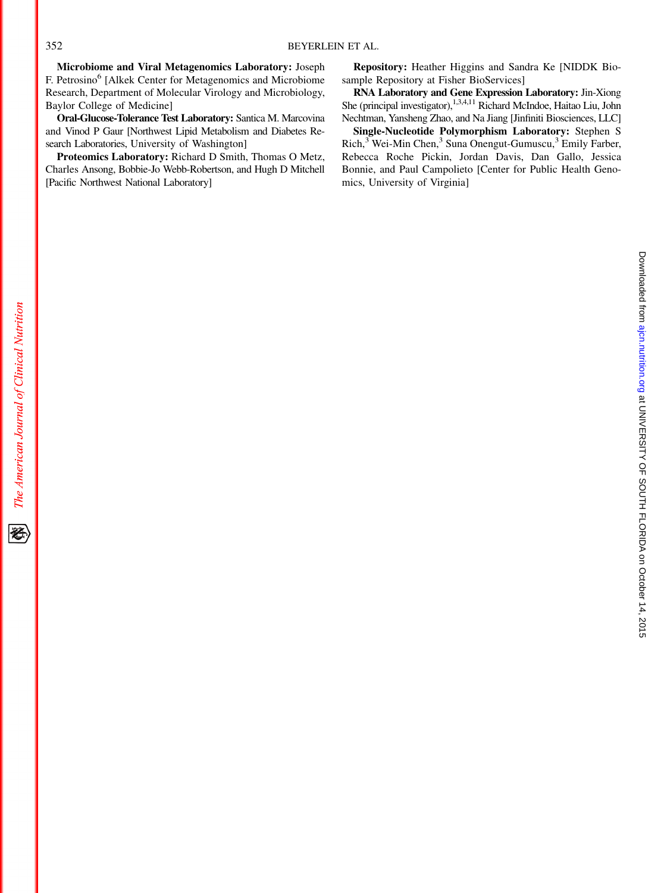**Microbiome and Viral Metagenomics Laboratory:** Joseph F. Petrosino[6] [Alkek Center for Metagenomics and Microbiome Research, Department of Molecular Virology and Microbiology, Baylor College of Medicine]

**Oral-Glucose-Tolerance Test Laboratory:** Santica M. Marcovina and Vinod P Gaur [Northwest Lipid Metabolism and Diabetes Research Laboratories, University of Washington]

**Proteomics Laboratory:** Richard D Smith, Thomas O Metz, Charles Ansong, Bobbie-Jo Webb-Robertson, and Hugh D Mitchell [Pacific Northwest National Laboratory]

**Repository:** Heather Higgins and Sandra Ke [NIDDK Biosample Repository at Fisher BioServices]

**RNA Laboratory and Gene Expression Laboratory:** Jin-Xiong She (principal investigator),[1,3,4,11] Richard McIndoe, Haitao Liu, John Nechtman, Yansheng Zhao, and Na Jiang [Jinfiniti Biosciences, LLC]

**Single-Nucleotide Polymorphism Laboratory:** Stephen S Rich,[3] Wei-Min Chen,[3] Suna Onengut-Gumuscu,[3] Emily Farber, Rebecca Roche Pickin, Jordan Davis, Dan Gallo, Jessica Bonnie, and Paul Campolieto [Center for Public Health Genomics, University of Virginia]